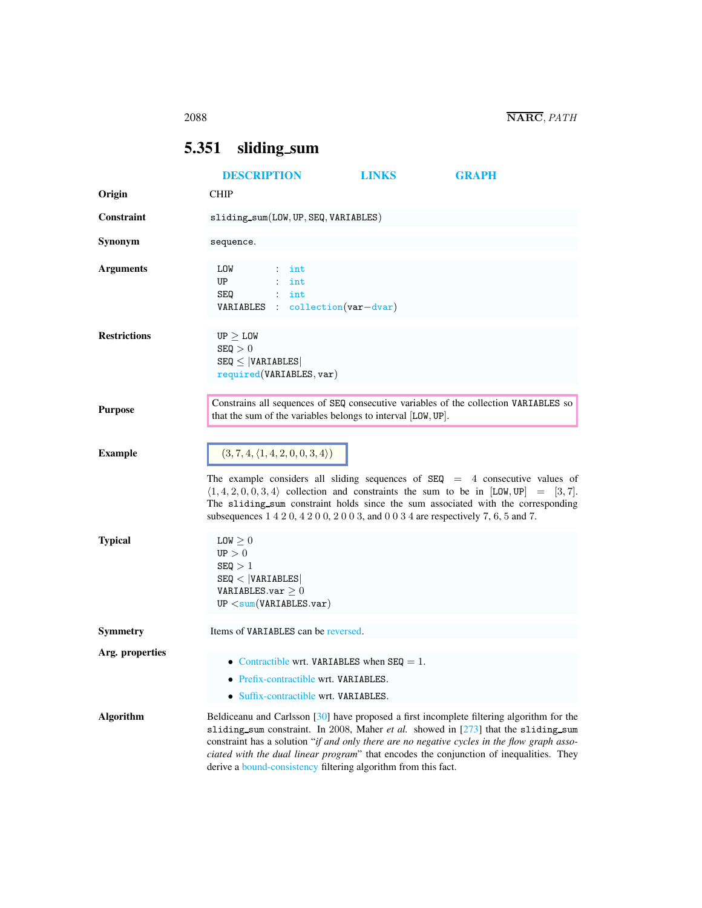## 5.351 sliding_sum

DESCRIPTION LINKS GRAPH

**Origin**

CHIP

**Constraint**

sliding_sum(LOW, UP, SEQ, VARIABLES)

**Synonym**

sequence.

**Arguments**

LOW : int
UP : int
SEQ : int
VARIABLES : collection(var−dvar)

**Restrictions**

UP $\geq$ LOW
SEQ $> 0$
SEQ $\leq$ |VARIABLES|
required(VARIABLES, var)

**Purpose**

Constrains all sequences of SEQ consecutive variables of the collection VARIABLES so that the sum of the variables belongs to interval [LOW, UP].

**Example**

$(3, 7, 4, \langle 1, 4, 2, 0, 0, 3, 4 \rangle)$

The example considers all sliding sequences of SEQ = 4 consecutive values of $\langle 1, 4, 2, 0, 0, 3, 4 \rangle$ collection and constraints the sum to be in [LOW, UP] = [3, 7]. The sliding_sum constraint holds since the sum associated with the corresponding subsequences 1 4 2 0, 4 2 0 0, 2 0 0 3, and 0 0 3 4 are respectively 7, 6, 5 and 7.

**Typical**

LOW $\geq 0$
UP $> 0$
SEQ $> 1$
SEQ $<$ |VARIABLES|
VARIABLES.var $\geq 0$
UP $<$sum(VARIABLES.var)

**Symmetry**

Items of VARIABLES can be reversed.

**Arg. properties**

- Contractible wrt. VARIABLES when SEQ = 1.
- Prefix-contractible wrt. VARIABLES.
- Suffix-contractible wrt. VARIABLES.

**Algorithm**

Beldiceanu and Carlsson [30] have proposed a first incomplete filtering algorithm for the sliding_sum constraint. In 2008, Maher *et al.* showed in [273] that the sliding_sum constraint has a solution "*if and only there are no negative cycles in the flow graph associated with the dual linear program*" that encodes the conjunction of inequalities. They derive a bound-consistency filtering algorithm from this fact.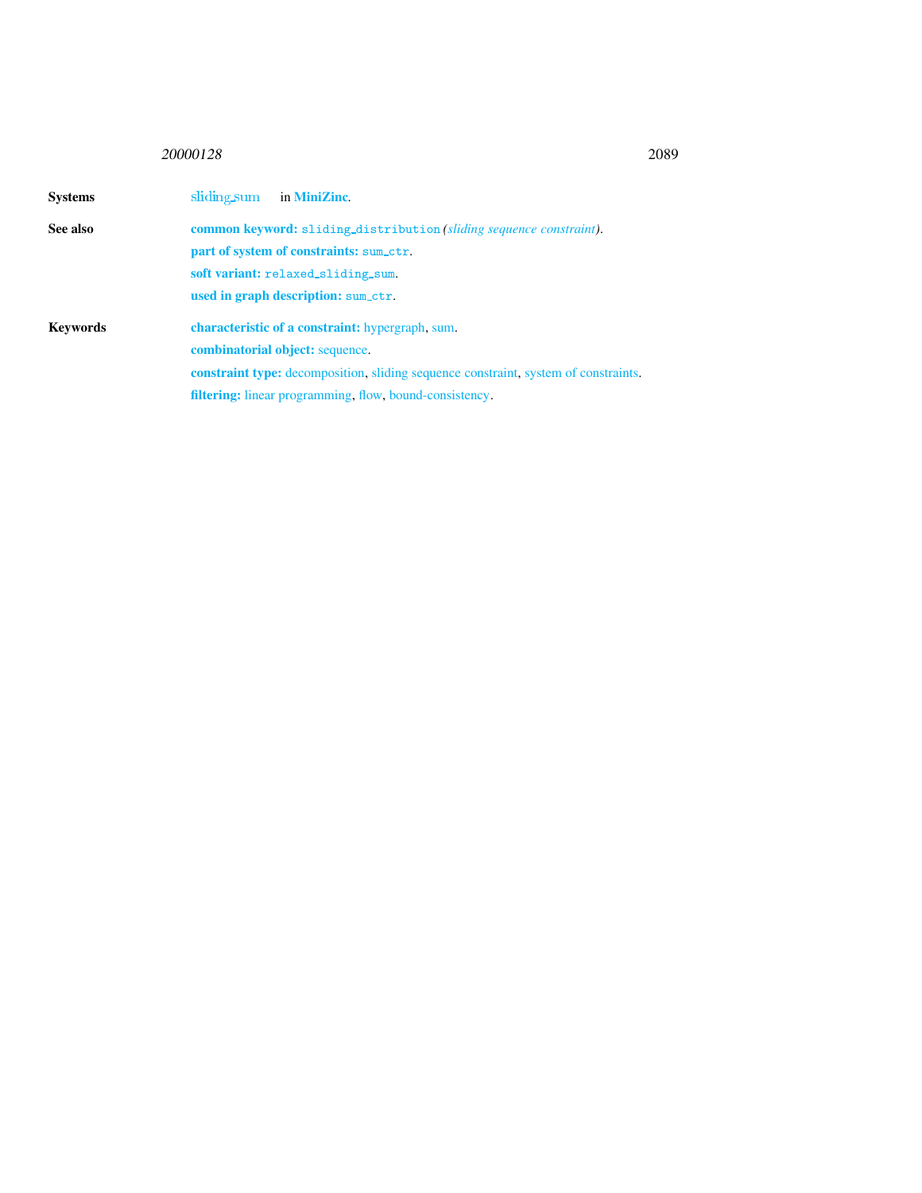**Systems** sliding_sum in **MiniZinc**.

**See also** **common keyword:** sliding_distribution *(sliding sequence constraint)*.

**part of system of constraints:** sum_ctr.

**soft variant:** relaxed_sliding_sum.

**used in graph description:** sum_ctr.

**Keywords** **characteristic of a constraint:** hypergraph, sum.

**combinatorial object:** sequence.

**constraint type:** decomposition, sliding sequence constraint, system of constraints.

**filtering:** linear programming, flow, bound-consistency.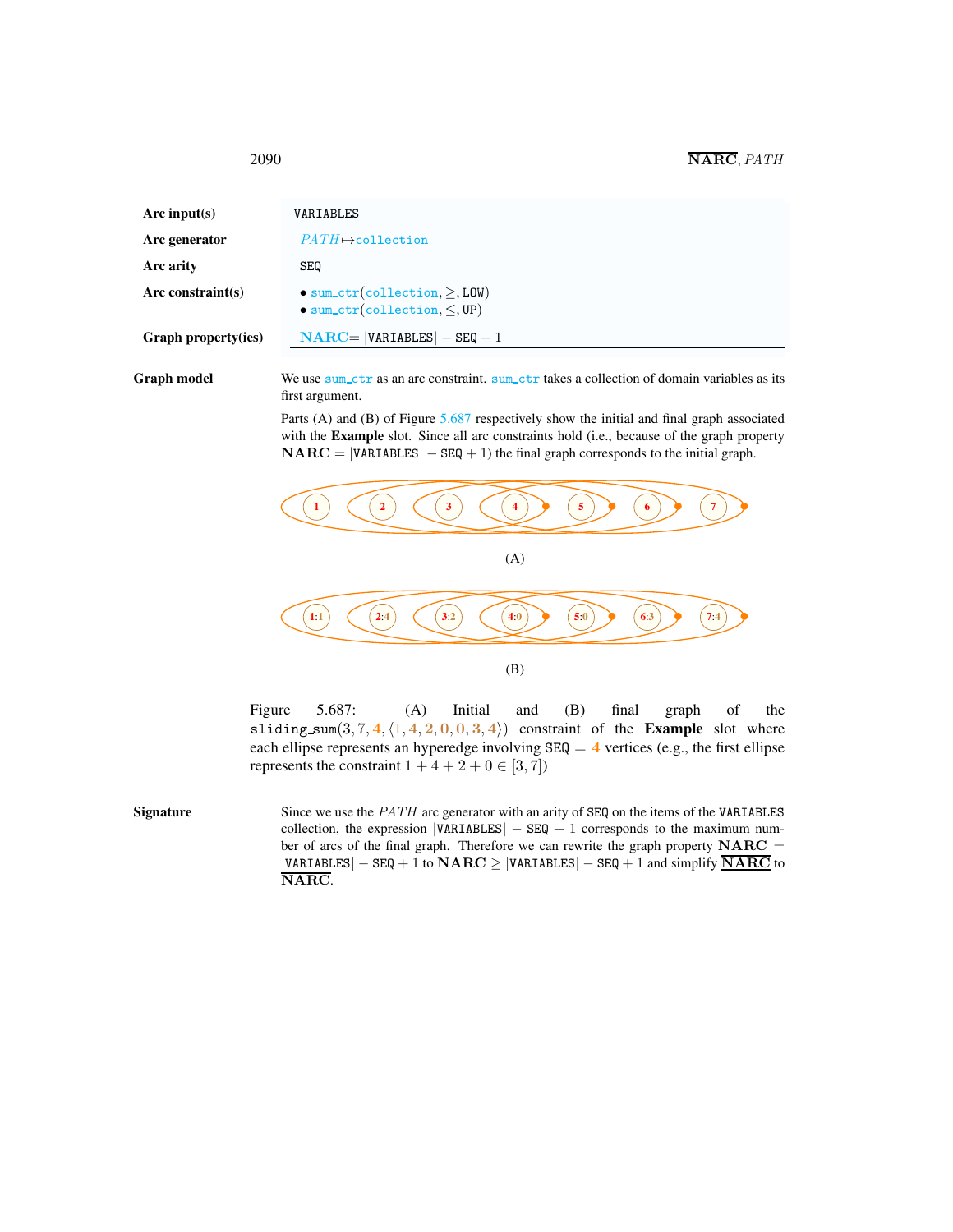| | |
|---|---|
| **Arc input(s)** | VARIABLES |
| **Arc generator** | *PATH* $\mapsto$ collection |
| **Arc arity** | SEQ |
| **Arc constraint(s)** | • sum_ctr(collection, $\geq$, LOW) <br> • sum_ctr(collection, $\leq$, UP) |
| **Graph property(ies)** | **NARC** $= \lvert\texttt{VARIABLES}\rvert - \texttt{SEQ} + 1$ |

**Graph model**

We use sum_ctr as an arc constraint. sum_ctr takes a collection of domain variables as its first argument.

Parts (A) and (B) of Figure 5.687 respectively show the initial and final graph associated with the **Example** slot. Since all arc constraints hold (i.e., because of the graph property $\mathbf{NARC} = \lvert\texttt{VARIABLES}\rvert - \texttt{SEQ} + 1$) the final graph corresponds to the initial graph.

(A)

(B)

Figure 5.687: (A) Initial and (B) final graph of the sliding_sum$(3, 7, 4, \langle 1, 4, 2, 0, 0, 3, 4\rangle)$ constraint of the **Example** slot where each ellipse represents an hyperedge involving $\texttt{SEQ} = 4$ vertices (e.g., the first ellipse represents the constraint $1 + 4 + 2 + 0 \in [3, 7]$)

**Signature**

Since we use the *PATH* arc generator with an arity of SEQ on the items of the VARIABLES collection, the expression $\lvert\texttt{VARIABLES}\rvert - \texttt{SEQ} + 1$ corresponds to the maximum number of arcs of the final graph. Therefore we can rewrite the graph property $\mathbf{NARC} = \lvert\texttt{VARIABLES}\rvert - \texttt{SEQ} + 1$ to $\mathbf{NARC} \geq \lvert\texttt{VARIABLES}\rvert - \texttt{SEQ} + 1$ and simplify $\underline{\overline{\mathbf{NARC}}}$ to $\overline{\mathbf{NARC}}$.